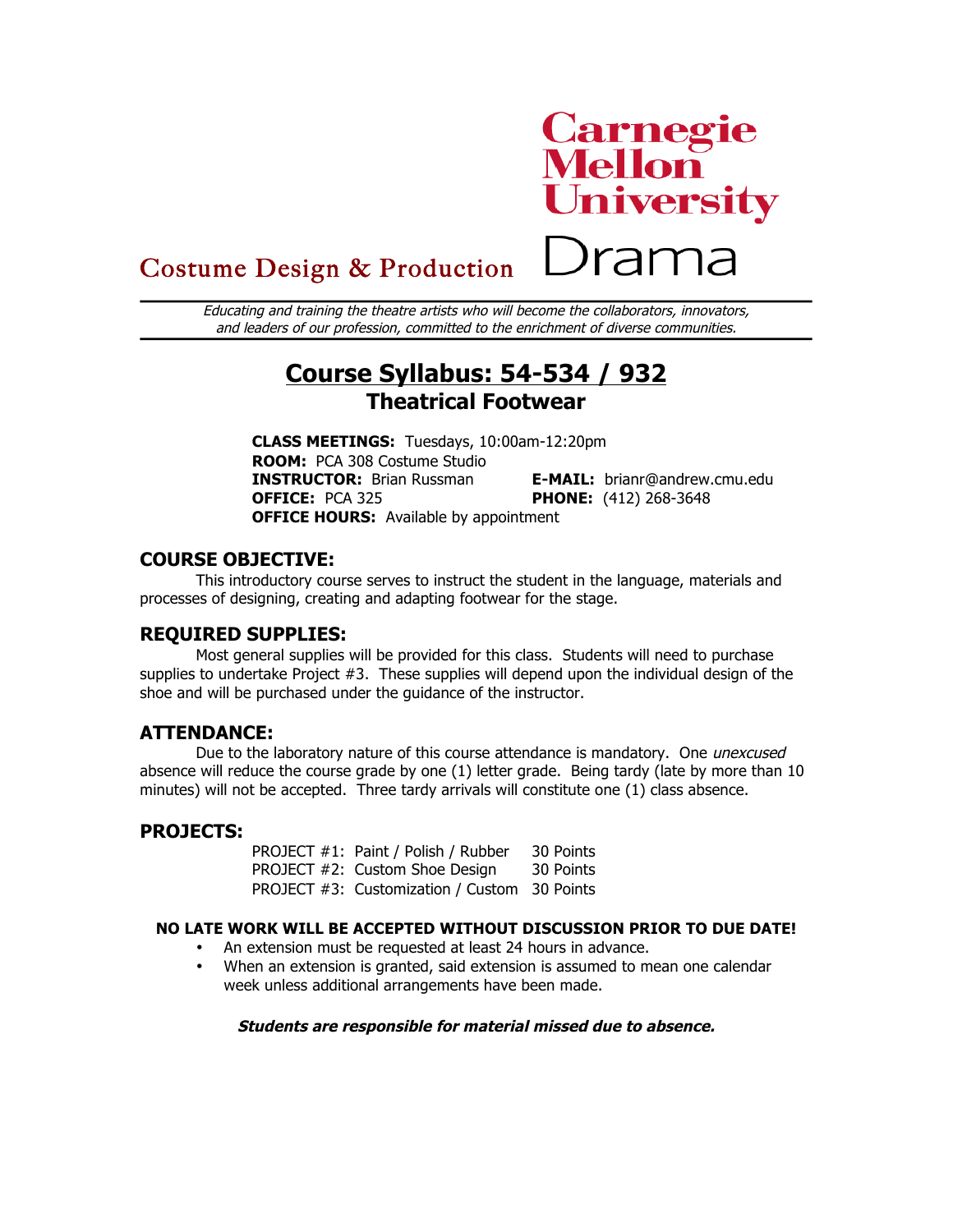Carnegie Mellon University

Costume Design & Production Drama

*Educating and training the theatre artists who will become the collaborators, innovators, and leaders of our profession, committed to the enrichment of diverse communities.*

# Course Syllabus: 54-534 / 932

## Theatrical Footwear

**CLASS MEETINGS:** Tuesdays, 10:00am-12:20pm
**ROOM:** PCA 308 Costume Studio
**INSTRUCTOR:** Brian Russman
**E-MAIL:** brianr@andrew.cmu.edu
**OFFICE:** PCA 325
**PHONE:** (412) 268-3648
**OFFICE HOURS:** Available by appointment

## COURSE OBJECTIVE:

This introductory course serves to instruct the student in the language, materials and processes of designing, creating and adapting footwear for the stage.

## REQUIRED SUPPLIES:

Most general supplies will be provided for this class. Students will need to purchase supplies to undertake Project #3. These supplies will depend upon the individual design of the shoe and will be purchased under the guidance of the instructor.

## ATTENDANCE:

Due to the laboratory nature of this course attendance is mandatory. One *unexcused* absence will reduce the course grade by one (1) letter grade. Being tardy (late by more than 10 minutes) will not be accepted. Three tardy arrivals will constitute one (1) class absence.

## PROJECTS:

| | | |
|---|---|---|
| PROJECT #1: | Paint / Polish / Rubber | 30 Points |
| PROJECT #2: | Custom Shoe Design | 30 Points |
| PROJECT #3: | Customization / Custom | 30 Points |

**NO LATE WORK WILL BE ACCEPTED WITHOUT DISCUSSION PRIOR TO DUE DATE!**

- An extension must be requested at least 24 hours in advance.
- When an extension is granted, said extension is assumed to mean one calendar week unless additional arrangements have been made.

***Students are responsible for material missed due to absence.***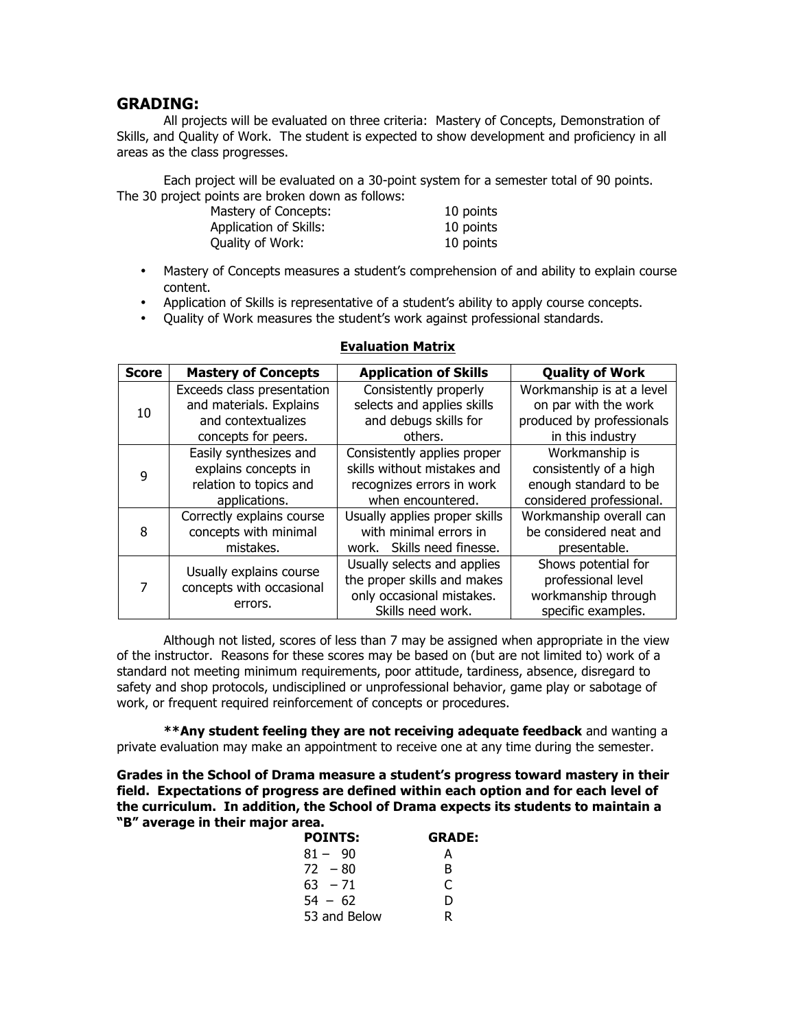## GRADING:

All projects will be evaluated on three criteria: Mastery of Concepts, Demonstration of Skills, and Quality of Work. The student is expected to show development and proficiency in all areas as the class progresses.

Each project will be evaluated on a 30-point system for a semester total of 90 points. The 30 project points are broken down as follows:

| | |
|---|---|
| Mastery of Concepts: | 10 points |
| Application of Skills: | 10 points |
| Quality of Work: | 10 points |

- Mastery of Concepts measures a student's comprehension of and ability to explain course content.
- Application of Skills is representative of a student's ability to apply course concepts.
- Quality of Work measures the student's work against professional standards.

**Evaluation Matrix**

| Score | Mastery of Concepts | Application of Skills | Quality of Work |
|---|---|---|---|
| 10 | Exceeds class presentation and materials. Explains and contextualizes concepts for peers. | Consistently properly selects and applies skills and debugs skills for others. | Workmanship is at a level on par with the work produced by professionals in this industry |
| 9 | Easily synthesizes and explains concepts in relation to topics and applications. | Consistently applies proper skills without mistakes and recognizes errors in work when encountered. | Workmanship is consistently of a high enough standard to be considered professional. |
| 8 | Correctly explains course concepts with minimal mistakes. | Usually applies proper skills with minimal errors in work. Skills need finesse. | Workmanship overall can be considered neat and presentable. |
| 7 | Usually explains course concepts with occasional errors. | Usually selects and applies the proper skills and makes only occasional mistakes. Skills need work. | Shows potential for professional level workmanship through specific examples. |

Although not listed, scores of less than 7 may be assigned when appropriate in the view of the instructor. Reasons for these scores may be based on (but are not limited to) work of a standard not meeting minimum requirements, poor attitude, tardiness, absence, disregard to safety and shop protocols, undisciplined or unprofessional behavior, game play or sabotage of work, or frequent required reinforcement of concepts or procedures.

**\*\*Any student feeling they are not receiving adequate feedback** and wanting a private evaluation may make an appointment to receive one at any time during the semester.

**Grades in the School of Drama measure a student's progress toward mastery in their field. Expectations of progress are defined within each option and for each level of the curriculum. In addition, the School of Drama expects its students to maintain a "B" average in their major area.**

| POINTS: | GRADE: |
|---|---|
| 81 – 90 | A |
| 72 – 80 | B |
| 63 – 71 | C |
| 54 – 62 | D |
| 53 and Below | R |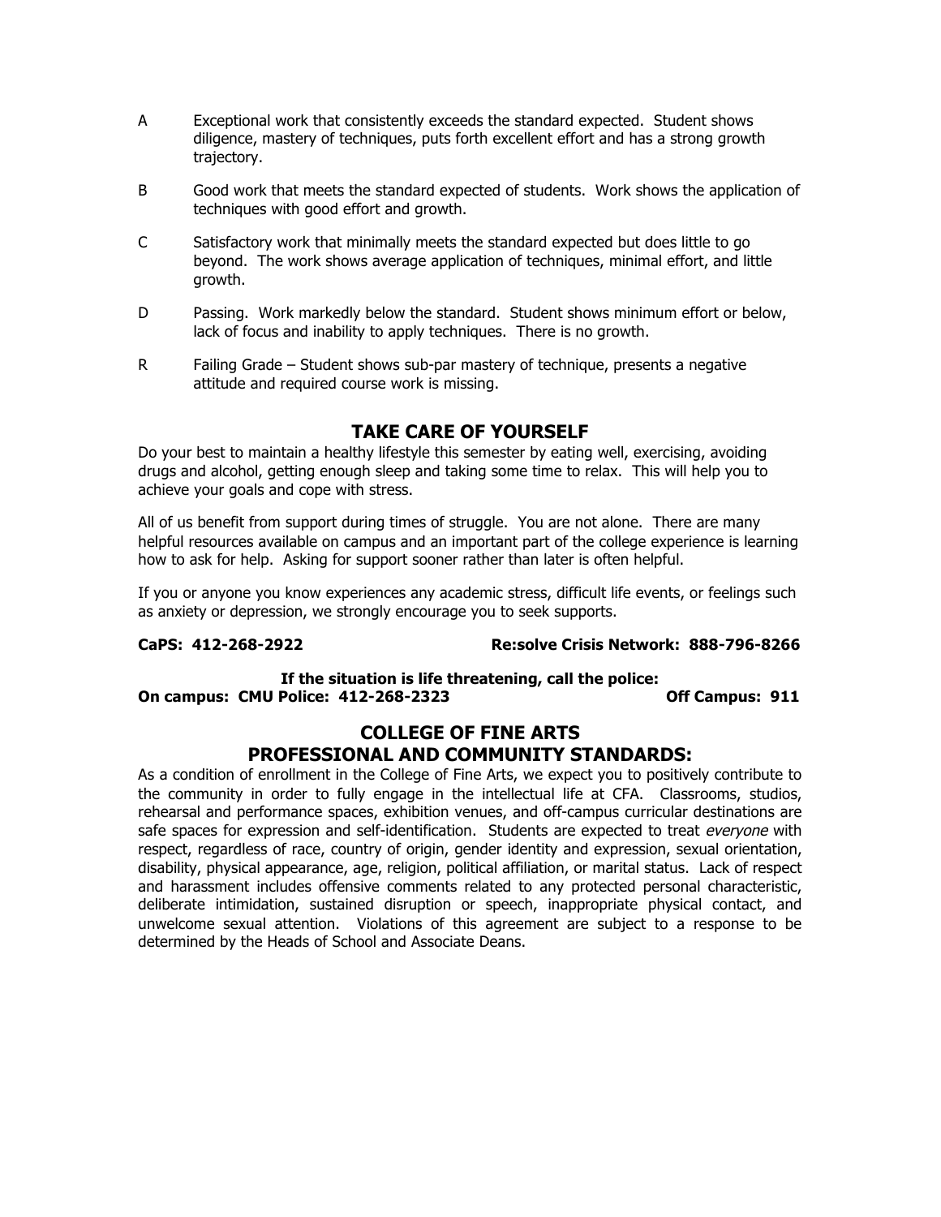A Exceptional work that consistently exceeds the standard expected. Student shows diligence, mastery of techniques, puts forth excellent effort and has a strong growth trajectory.

B Good work that meets the standard expected of students. Work shows the application of techniques with good effort and growth.

C Satisfactory work that minimally meets the standard expected but does little to go beyond. The work shows average application of techniques, minimal effort, and little growth.

D Passing. Work markedly below the standard. Student shows minimum effort or below, lack of focus and inability to apply techniques. There is no growth.

R Failing Grade – Student shows sub-par mastery of technique, presents a negative attitude and required course work is missing.

## TAKE CARE OF YOURSELF

Do your best to maintain a healthy lifestyle this semester by eating well, exercising, avoiding drugs and alcohol, getting enough sleep and taking some time to relax. This will help you to achieve your goals and cope with stress.

All of us benefit from support during times of struggle. You are not alone. There are many helpful resources available on campus and an important part of the college experience is learning how to ask for help. Asking for support sooner rather than later is often helpful.

If you or anyone you know experiences any academic stress, difficult life events, or feelings such as anxiety or depression, we strongly encourage you to seek supports.

**CaPS: 412-268-2922** **Re:solve Crisis Network: 888-796-8266**

**If the situation is life threatening, call the police:**
**On campus: CMU Police: 412-268-2323** **Off Campus: 911**

## COLLEGE OF FINE ARTS PROFESSIONAL AND COMMUNITY STANDARDS:

As a condition of enrollment in the College of Fine Arts, we expect you to positively contribute to the community in order to fully engage in the intellectual life at CFA. Classrooms, studios, rehearsal and performance spaces, exhibition venues, and off-campus curricular destinations are safe spaces for expression and self-identification. Students are expected to treat *everyone* with respect, regardless of race, country of origin, gender identity and expression, sexual orientation, disability, physical appearance, age, religion, political affiliation, or marital status. Lack of respect and harassment includes offensive comments related to any protected personal characteristic, deliberate intimidation, sustained disruption or speech, inappropriate physical contact, and unwelcome sexual attention. Violations of this agreement are subject to a response to be determined by the Heads of School and Associate Deans.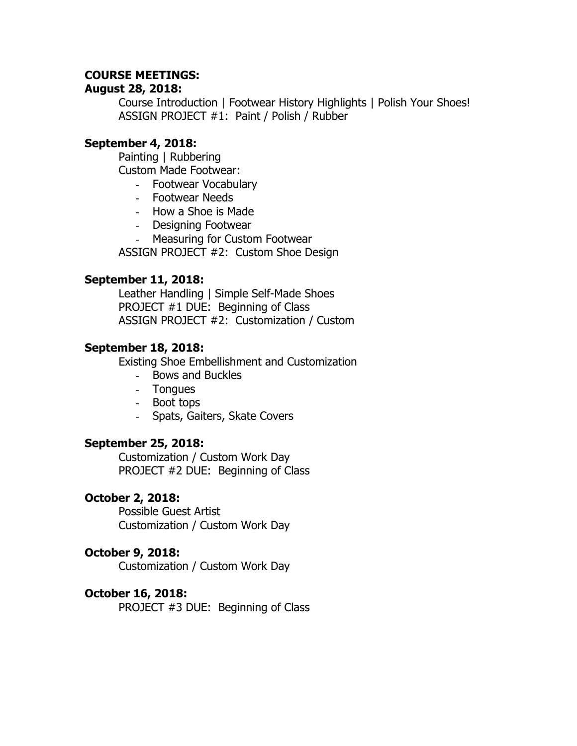**COURSE MEETINGS:**

**August 28, 2018:**

Course Introduction | Footwear History Highlights | Polish Your Shoes!
ASSIGN PROJECT #1: Paint / Polish / Rubber

**September 4, 2018:**

Painting | Rubbering
Custom Made Footwear:

- Footwear Vocabulary
- Footwear Needs
- How a Shoe is Made
- Designing Footwear
- Measuring for Custom Footwear

ASSIGN PROJECT #2: Custom Shoe Design

**September 11, 2018:**

Leather Handling | Simple Self-Made Shoes
PROJECT #1 DUE: Beginning of Class
ASSIGN PROJECT #2: Customization / Custom

**September 18, 2018:**

Existing Shoe Embellishment and Customization

- Bows and Buckles
- Tongues
- Boot tops
- Spats, Gaiters, Skate Covers

**September 25, 2018:**

Customization / Custom Work Day
PROJECT #2 DUE: Beginning of Class

**October 2, 2018:**

Possible Guest Artist
Customization / Custom Work Day

**October 9, 2018:**

Customization / Custom Work Day

**October 16, 2018:**

PROJECT #3 DUE: Beginning of Class